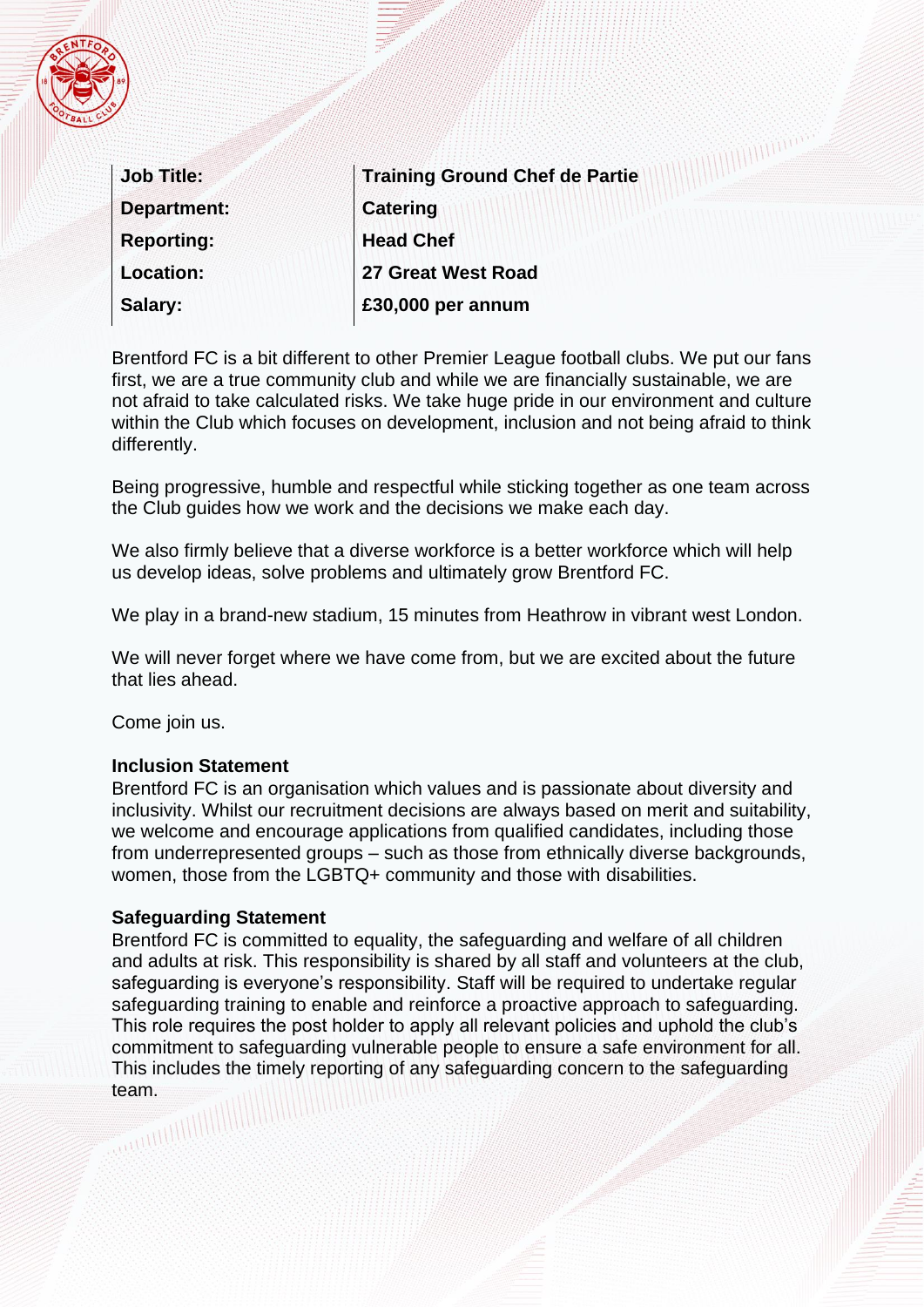| **Job Title:** | **Training Ground Chef de Partie** |
| --- | --- |
| **Department:** | **Catering** |
| **Reporting:** | **Head Chef** |
| **Location:** | **27 Great West Road** |
| **Salary:** | **£30,000 per annum** |

Brentford FC is a bit different to other Premier League football clubs. We put our fans first, we are a true community club and while we are financially sustainable, we are not afraid to take calculated risks. We take huge pride in our environment and culture within the Club which focuses on development, inclusion and not being afraid to think differently.

Being progressive, humble and respectful while sticking together as one team across the Club guides how we work and the decisions we make each day.

We also firmly believe that a diverse workforce is a better workforce which will help us develop ideas, solve problems and ultimately grow Brentford FC.

We play in a brand-new stadium, 15 minutes from Heathrow in vibrant west London.

We will never forget where we have come from, but we are excited about the future that lies ahead.

Come join us.

**Inclusion Statement**
Brentford FC is an organisation which values and is passionate about diversity and inclusivity. Whilst our recruitment decisions are always based on merit and suitability, we welcome and encourage applications from qualified candidates, including those from underrepresented groups – such as those from ethnically diverse backgrounds, women, those from the LGBTQ+ community and those with disabilities.

**Safeguarding Statement**
Brentford FC is committed to equality, the safeguarding and welfare of all children and adults at risk. This responsibility is shared by all staff and volunteers at the club, safeguarding is everyone's responsibility. Staff will be required to undertake regular safeguarding training to enable and reinforce a proactive approach to safeguarding. This role requires the post holder to apply all relevant policies and uphold the club's commitment to safeguarding vulnerable people to ensure a safe environment for all. This includes the timely reporting of any safeguarding concern to the safeguarding team.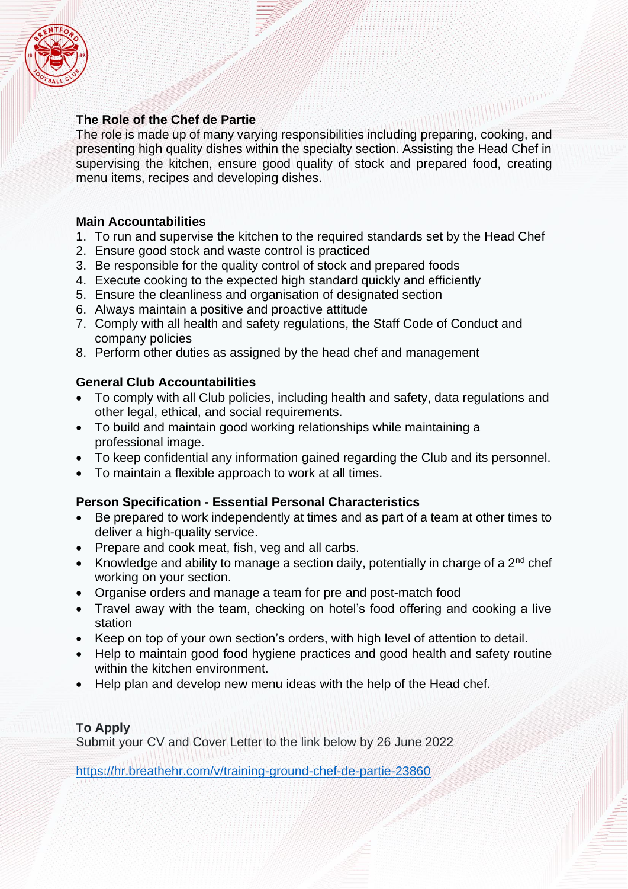## The Role of the Chef de Partie

The role is made up of many varying responsibilities including preparing, cooking, and presenting high quality dishes within the specialty section. Assisting the Head Chef in supervising the kitchen, ensure good quality of stock and prepared food, creating menu items, recipes and developing dishes.

## Main Accountabilities

1. To run and supervise the kitchen to the required standards set by the Head Chef
2. Ensure good stock and waste control is practiced
3. Be responsible for the quality control of stock and prepared foods
4. Execute cooking to the expected high standard quickly and efficiently
5. Ensure the cleanliness and organisation of designated section
6. Always maintain a positive and proactive attitude
7. Comply with all health and safety regulations, the Staff Code of Conduct and company policies
8. Perform other duties as assigned by the head chef and management

## General Club Accountabilities

- To comply with all Club policies, including health and safety, data regulations and other legal, ethical, and social requirements.
- To build and maintain good working relationships while maintaining a professional image.
- To keep confidential any information gained regarding the Club and its personnel.
- To maintain a flexible approach to work at all times.

## Person Specification - Essential Personal Characteristics

- Be prepared to work independently at times and as part of a team at other times to deliver a high-quality service.
- Prepare and cook meat, fish, veg and all carbs.
- Knowledge and ability to manage a section daily, potentially in charge of a 2nd chef working on your section.
- Organise orders and manage a team for pre and post-match food
- Travel away with the team, checking on hotel's food offering and cooking a live station
- Keep on top of your own section's orders, with high level of attention to detail.
- Help to maintain good food hygiene practices and good health and safety routine within the kitchen environment.
- Help plan and develop new menu ideas with the help of the Head chef.

## To Apply

Submit your CV and Cover Letter to the link below by 26 June 2022

https://hr.breathehr.com/v/training-ground-chef-de-partie-23860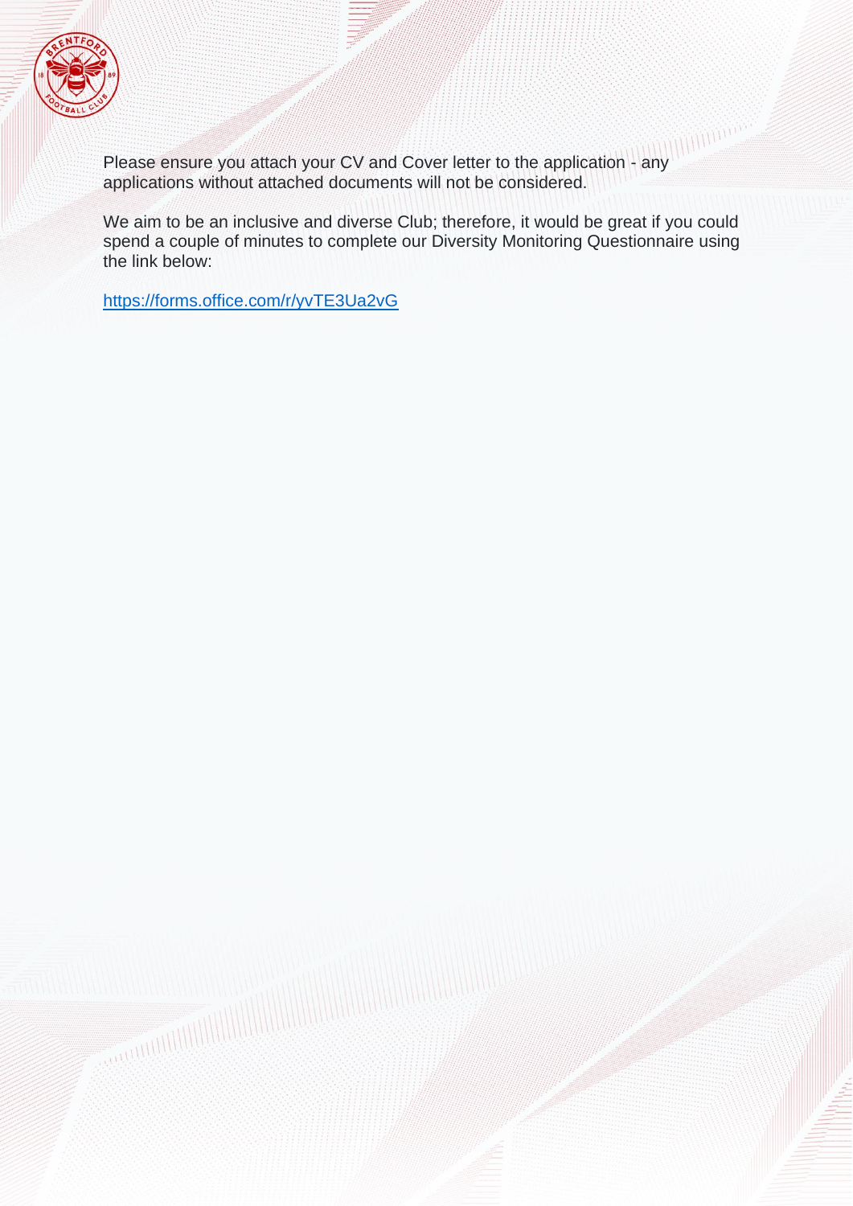Please ensure you attach your CV and Cover letter to the application - any applications without attached documents will not be considered.

We aim to be an inclusive and diverse Club; therefore, it would be great if you could spend a couple of minutes to complete our Diversity Monitoring Questionnaire using the link below:

https://forms.office.com/r/yvTE3Ua2vG